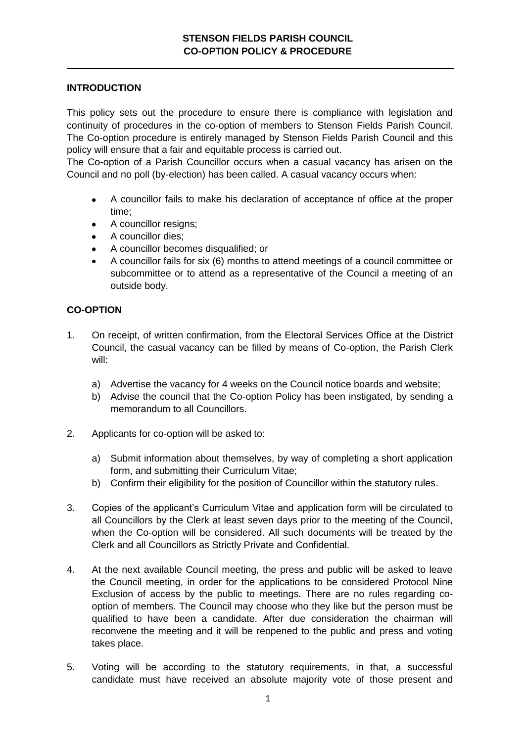# STENSON FIELDS PARISH COUNCIL
# CO-OPTION POLICY & PROCEDURE

## INTRODUCTION

This policy sets out the procedure to ensure there is compliance with legislation and continuity of procedures in the co-option of members to Stenson Fields Parish Council. The Co-option procedure is entirely managed by Stenson Fields Parish Council and this policy will ensure that a fair and equitable process is carried out.

The Co-option of a Parish Councillor occurs when a casual vacancy has arisen on the Council and no poll (by-election) has been called. A casual vacancy occurs when:

- A councillor fails to make his declaration of acceptance of office at the proper time;
- A councillor resigns;
- A councillor dies;
- A councillor becomes disqualified; or
- A councillor fails for six (6) months to attend meetings of a council committee or subcommittee or to attend as a representative of the Council a meeting of an outside body.

## CO-OPTION

1. On receipt, of written confirmation, from the Electoral Services Office at the District Council, the casual vacancy can be filled by means of Co-option, the Parish Clerk will:

   a) Advertise the vacancy for 4 weeks on the Council notice boards and website;
   b) Advise the council that the Co-option Policy has been instigated, by sending a memorandum to all Councillors.

2. Applicants for co-option will be asked to:

   a) Submit information about themselves, by way of completing a short application form, and submitting their Curriculum Vitae;
   b) Confirm their eligibility for the position of Councillor within the statutory rules.

3. Copies of the applicant's Curriculum Vitae and application form will be circulated to all Councillors by the Clerk at least seven days prior to the meeting of the Council, when the Co-option will be considered. All such documents will be treated by the Clerk and all Councillors as Strictly Private and Confidential.

4. At the next available Council meeting, the press and public will be asked to leave the Council meeting, in order for the applications to be considered Protocol Nine Exclusion of access by the public to meetings. There are no rules regarding co-option of members. The Council may choose who they like but the person must be qualified to have been a candidate. After due consideration the chairman will reconvene the meeting and it will be reopened to the public and press and voting takes place.

5. Voting will be according to the statutory requirements, in that, a successful candidate must have received an absolute majority vote of those present and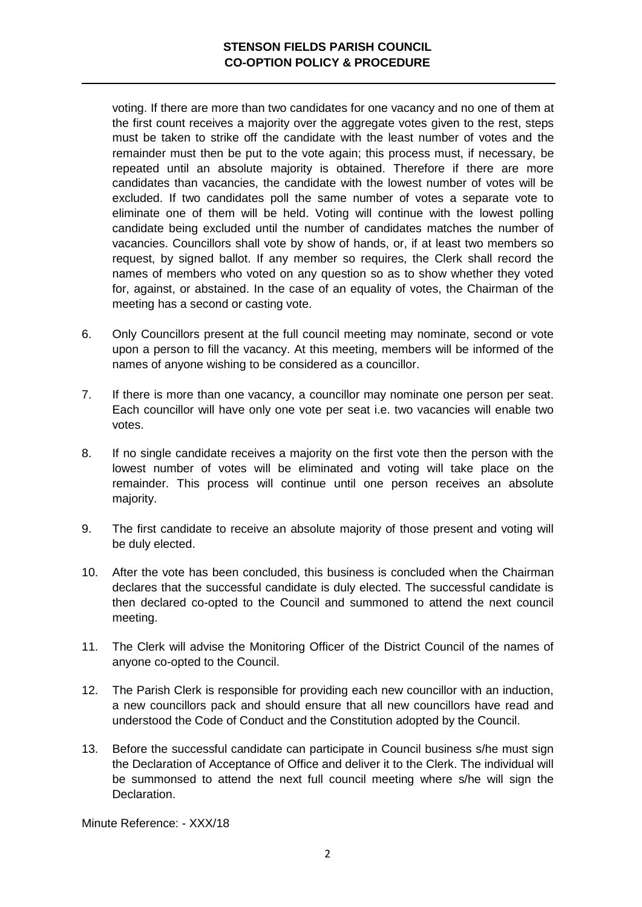voting. If there are more than two candidates for one vacancy and no one of them at the first count receives a majority over the aggregate votes given to the rest, steps must be taken to strike off the candidate with the least number of votes and the remainder must then be put to the vote again; this process must, if necessary, be repeated until an absolute majority is obtained. Therefore if there are more candidates than vacancies, the candidate with the lowest number of votes will be excluded. If two candidates poll the same number of votes a separate vote to eliminate one of them will be held. Voting will continue with the lowest polling candidate being excluded until the number of candidates matches the number of vacancies. Councillors shall vote by show of hands, or, if at least two members so request, by signed ballot. If any member so requires, the Clerk shall record the names of members who voted on any question so as to show whether they voted for, against, or abstained. In the case of an equality of votes, the Chairman of the meeting has a second or casting vote.

6. Only Councillors present at the full council meeting may nominate, second or vote upon a person to fill the vacancy. At this meeting, members will be informed of the names of anyone wishing to be considered as a councillor.

7. If there is more than one vacancy, a councillor may nominate one person per seat. Each councillor will have only one vote per seat i.e. two vacancies will enable two votes.

8. If no single candidate receives a majority on the first vote then the person with the lowest number of votes will be eliminated and voting will take place on the remainder. This process will continue until one person receives an absolute majority.

9. The first candidate to receive an absolute majority of those present and voting will be duly elected.

10. After the vote has been concluded, this business is concluded when the Chairman declares that the successful candidate is duly elected. The successful candidate is then declared co-opted to the Council and summoned to attend the next council meeting.

11. The Clerk will advise the Monitoring Officer of the District Council of the names of anyone co-opted to the Council.

12. The Parish Clerk is responsible for providing each new councillor with an induction, a new councillors pack and should ensure that all new councillors have read and understood the Code of Conduct and the Constitution adopted by the Council.

13. Before the successful candidate can participate in Council business s/he must sign the Declaration of Acceptance of Office and deliver it to the Clerk. The individual will be summonsed to attend the next full council meeting where s/he will sign the Declaration.

Minute Reference: - XXX/18